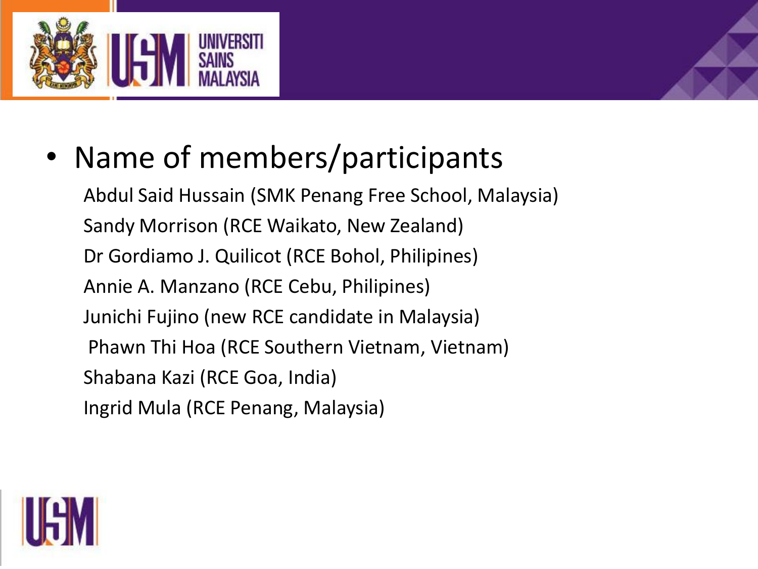- Name of members/participants

  Abdul Said Hussain (SMK Penang Free School, Malaysia)
  Sandy Morrison (RCE Waikato, New Zealand)
  Dr Gordiamo J. Quilicot (RCE Bohol, Philipines)
  Annie A. Manzano (RCE Cebu, Philipines)
  Junichi Fujino (new RCE candidate in Malaysia)
  Phawn Thi Hoa (RCE Southern Vietnam, Vietnam)
  Shabana Kazi (RCE Goa, India)
  Ingrid Mula (RCE Penang, Malaysia)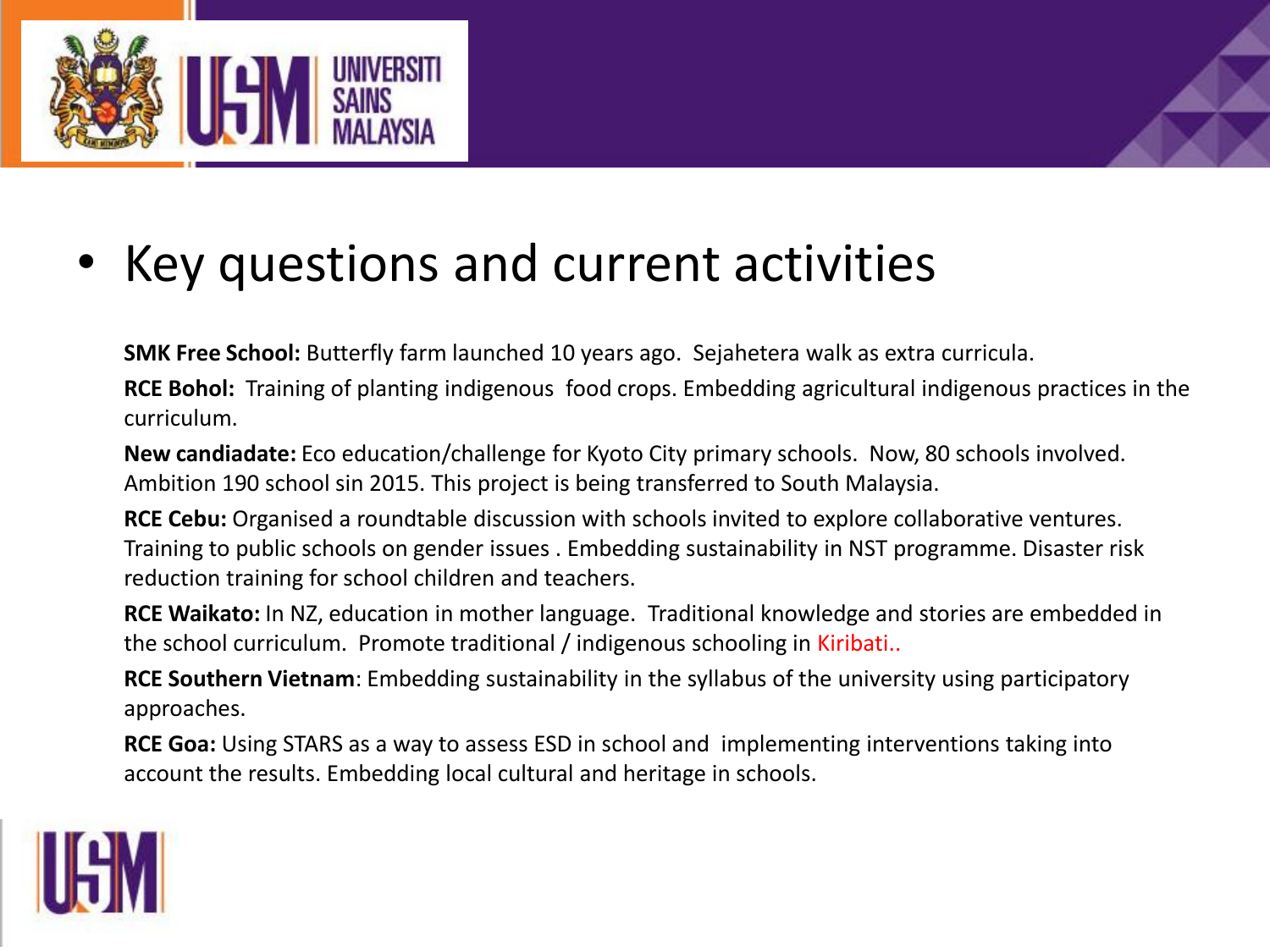- Key questions and current activities

**SMK Free School:** Butterfly farm launched 10 years ago. Sejahetera walk as extra curricula.

**RCE Bohol:** Training of planting indigenous food crops. Embedding agricultural indigenous practices in the curriculum.

**New candiadate:** Eco education/challenge for Kyoto City primary schools. Now, 80 schools involved. Ambition 190 school sin 2015. This project is being transferred to South Malaysia.

**RCE Cebu:** Organised a roundtable discussion with schools invited to explore collaborative ventures. Training to public schools on gender issues . Embedding sustainability in NST programme. Disaster risk reduction training for school children and teachers.

**RCE Waikato:** In NZ, education in mother language. Traditional knowledge and stories are embedded in the school curriculum. Promote traditional / indigenous schooling in Kiribati..

**RCE Southern Vietnam**: Embedding sustainability in the syllabus of the university using participatory approaches.

**RCE Goa:** Using STARS as a way to assess ESD in school and implementing interventions taking into account the results. Embedding local cultural and heritage in schools.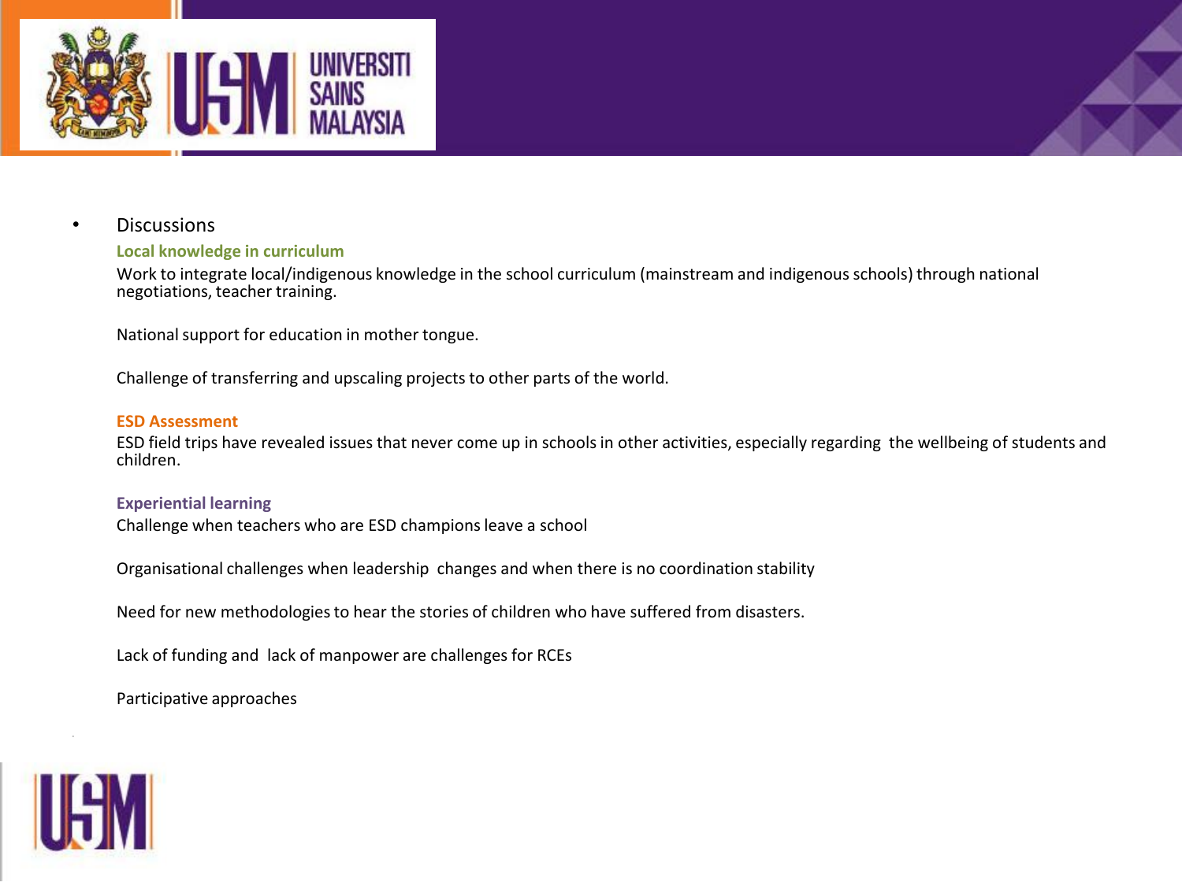- Discussions

**Local knowledge in curriculum**

Work to integrate local/indigenous knowledge in the school curriculum (mainstream and indigenous schools) through national negotiations, teacher training.

National support for education in mother tongue.

Challenge of transferring and upscaling projects to other parts of the world.

**ESD Assessment**

ESD field trips have revealed issues that never come up in schools in other activities, especially regarding the wellbeing of students and children.

**Experiential learning**

Challenge when teachers who are ESD champions leave a school

Organisational challenges when leadership changes and when there is no coordination stability

Need for new methodologies to hear the stories of children who have suffered from disasters.

Lack of funding and lack of manpower are challenges for RCEs

Participative approaches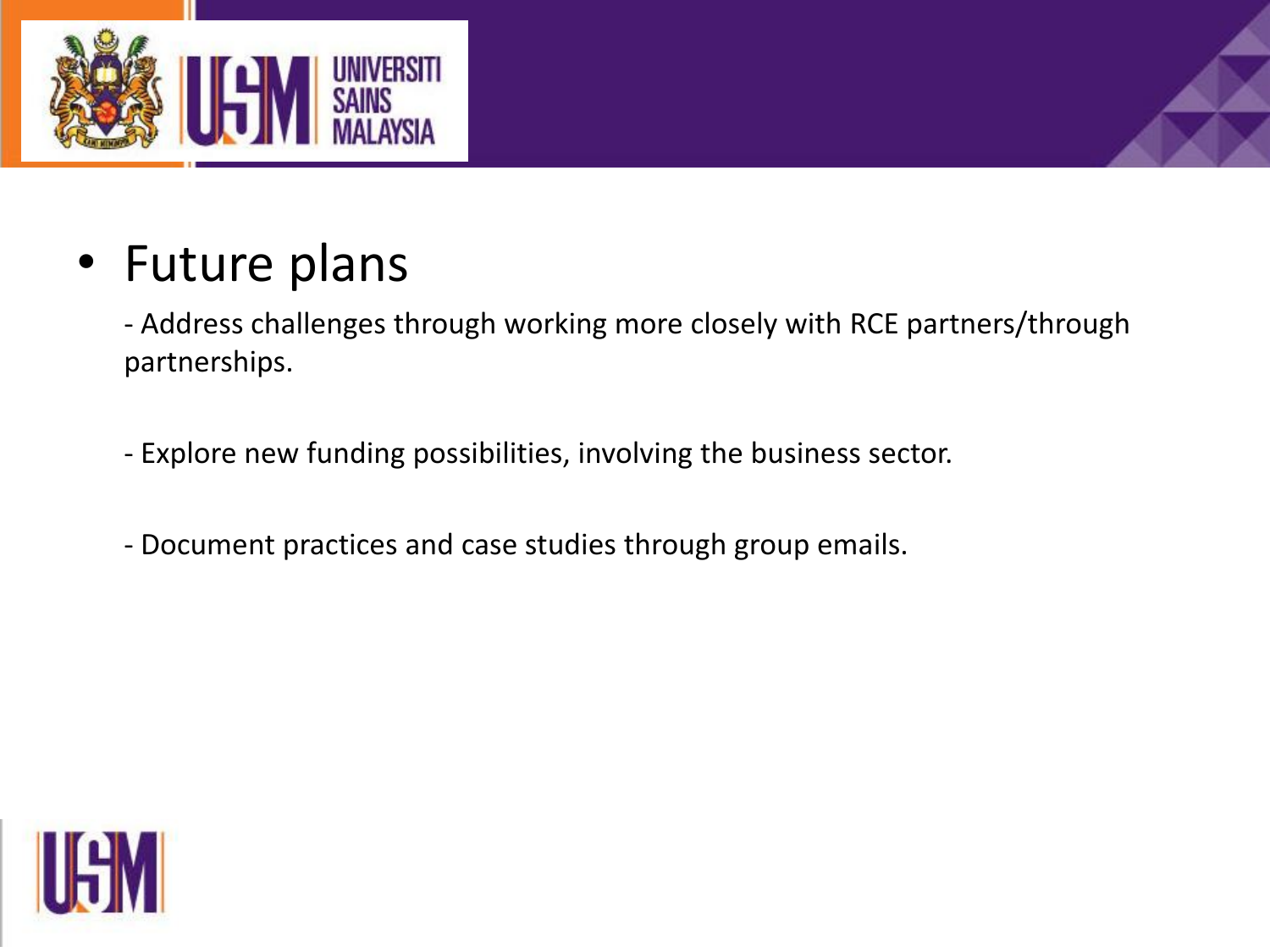- Future plans

  - Address challenges through working more closely with RCE partners/through partnerships.

  - Explore new funding possibilities, involving the business sector.

  - Document practices and case studies through group emails.